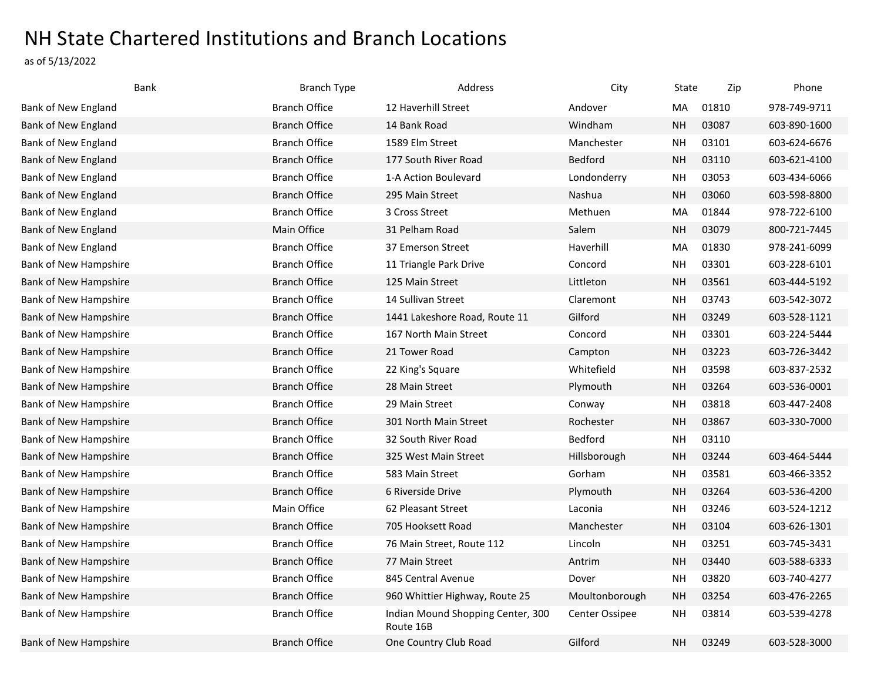# NH State Chartered Institutions and Branch Locations

as of 5/13/2022

| Bank | Branch Type | Address | City | State | Zip | Phone |
|---|---|---|---|---|---|---|
| Bank of New England | Branch Office | 12 Haverhill Street | Andover | MA | 01810 | 978-749-9711 |
| Bank of New England | Branch Office | 14 Bank Road | Windham | NH | 03087 | 603-890-1600 |
| Bank of New England | Branch Office | 1589 Elm Street | Manchester | NH | 03101 | 603-624-6676 |
| Bank of New England | Branch Office | 177 South River Road | Bedford | NH | 03110 | 603-621-4100 |
| Bank of New England | Branch Office | 1-A Action Boulevard | Londonderry | NH | 03053 | 603-434-6066 |
| Bank of New England | Branch Office | 295 Main Street | Nashua | NH | 03060 | 603-598-8800 |
| Bank of New England | Branch Office | 3 Cross Street | Methuen | MA | 01844 | 978-722-6100 |
| Bank of New England | Main Office | 31 Pelham Road | Salem | NH | 03079 | 800-721-7445 |
| Bank of New England | Branch Office | 37 Emerson Street | Haverhill | MA | 01830 | 978-241-6099 |
| Bank of New Hampshire | Branch Office | 11 Triangle Park Drive | Concord | NH | 03301 | 603-228-6101 |
| Bank of New Hampshire | Branch Office | 125 Main Street | Littleton | NH | 03561 | 603-444-5192 |
| Bank of New Hampshire | Branch Office | 14 Sullivan Street | Claremont | NH | 03743 | 603-542-3072 |
| Bank of New Hampshire | Branch Office | 1441 Lakeshore Road, Route 11 | Gilford | NH | 03249 | 603-528-1121 |
| Bank of New Hampshire | Branch Office | 167 North Main Street | Concord | NH | 03301 | 603-224-5444 |
| Bank of New Hampshire | Branch Office | 21 Tower Road | Campton | NH | 03223 | 603-726-3442 |
| Bank of New Hampshire | Branch Office | 22 King's Square | Whitefield | NH | 03598 | 603-837-2532 |
| Bank of New Hampshire | Branch Office | 28 Main Street | Plymouth | NH | 03264 | 603-536-0001 |
| Bank of New Hampshire | Branch Office | 29 Main Street | Conway | NH | 03818 | 603-447-2408 |
| Bank of New Hampshire | Branch Office | 301 North Main Street | Rochester | NH | 03867 | 603-330-7000 |
| Bank of New Hampshire | Branch Office | 32 South River Road | Bedford | NH | 03110 | |
| Bank of New Hampshire | Branch Office | 325 West Main Street | Hillsborough | NH | 03244 | 603-464-5444 |
| Bank of New Hampshire | Branch Office | 583 Main Street | Gorham | NH | 03581 | 603-466-3352 |
| Bank of New Hampshire | Branch Office | 6 Riverside Drive | Plymouth | NH | 03264 | 603-536-4200 |
| Bank of New Hampshire | Main Office | 62 Pleasant Street | Laconia | NH | 03246 | 603-524-1212 |
| Bank of New Hampshire | Branch Office | 705 Hooksett Road | Manchester | NH | 03104 | 603-626-1301 |
| Bank of New Hampshire | Branch Office | 76 Main Street, Route 112 | Lincoln | NH | 03251 | 603-745-3431 |
| Bank of New Hampshire | Branch Office | 77 Main Street | Antrim | NH | 03440 | 603-588-6333 |
| Bank of New Hampshire | Branch Office | 845 Central Avenue | Dover | NH | 03820 | 603-740-4277 |
| Bank of New Hampshire | Branch Office | 960 Whittier Highway, Route 25 | Moultonborough | NH | 03254 | 603-476-2265 |
| Bank of New Hampshire | Branch Office | Indian Mound Shopping Center, 300 Route 16B | Center Ossipee | NH | 03814 | 603-539-4278 |
| Bank of New Hampshire | Branch Office | One Country Club Road | Gilford | NH | 03249 | 603-528-3000 |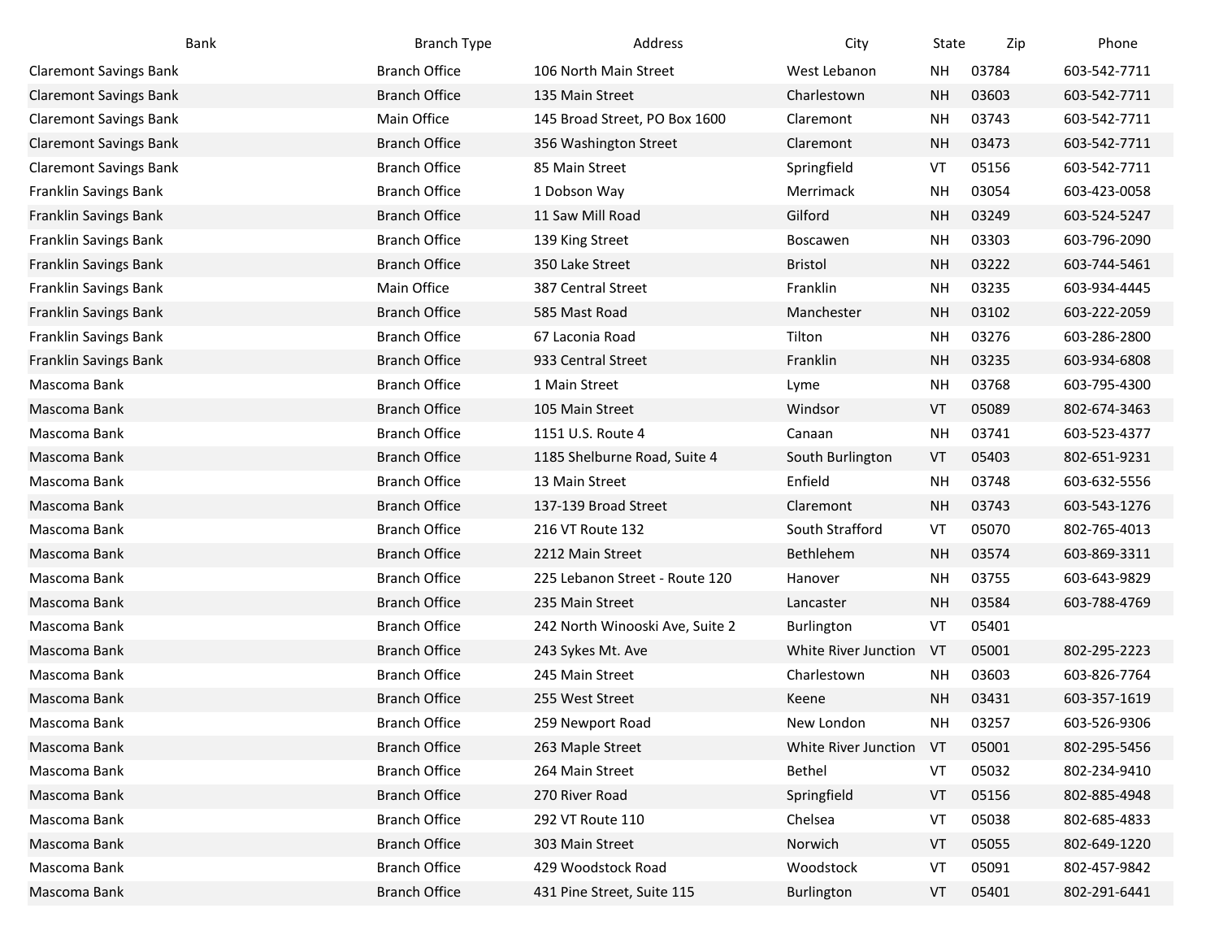| Bank | Branch Type | Address | City | State | Zip | Phone |
|---|---|---|---|---|---|---|
| Claremont Savings Bank | Branch Office | 106 North Main Street | West Lebanon | NH | 03784 | 603-542-7711 |
| Claremont Savings Bank | Branch Office | 135 Main Street | Charlestown | NH | 03603 | 603-542-7711 |
| Claremont Savings Bank | Main Office | 145 Broad Street, PO Box 1600 | Claremont | NH | 03743 | 603-542-7711 |
| Claremont Savings Bank | Branch Office | 356 Washington Street | Claremont | NH | 03473 | 603-542-7711 |
| Claremont Savings Bank | Branch Office | 85 Main Street | Springfield | VT | 05156 | 603-542-7711 |
| Franklin Savings Bank | Branch Office | 1 Dobson Way | Merrimack | NH | 03054 | 603-423-0058 |
| Franklin Savings Bank | Branch Office | 11 Saw Mill Road | Gilford | NH | 03249 | 603-524-5247 |
| Franklin Savings Bank | Branch Office | 139 King Street | Boscawen | NH | 03303 | 603-796-2090 |
| Franklin Savings Bank | Branch Office | 350 Lake Street | Bristol | NH | 03222 | 603-744-5461 |
| Franklin Savings Bank | Main Office | 387 Central Street | Franklin | NH | 03235 | 603-934-4445 |
| Franklin Savings Bank | Branch Office | 585 Mast Road | Manchester | NH | 03102 | 603-222-2059 |
| Franklin Savings Bank | Branch Office | 67 Laconia Road | Tilton | NH | 03276 | 603-286-2800 |
| Franklin Savings Bank | Branch Office | 933 Central Street | Franklin | NH | 03235 | 603-934-6808 |
| Mascoma Bank | Branch Office | 1 Main Street | Lyme | NH | 03768 | 603-795-4300 |
| Mascoma Bank | Branch Office | 105 Main Street | Windsor | VT | 05089 | 802-674-3463 |
| Mascoma Bank | Branch Office | 1151 U.S. Route 4 | Canaan | NH | 03741 | 603-523-4377 |
| Mascoma Bank | Branch Office | 1185 Shelburne Road, Suite 4 | South Burlington | VT | 05403 | 802-651-9231 |
| Mascoma Bank | Branch Office | 13 Main Street | Enfield | NH | 03748 | 603-632-5556 |
| Mascoma Bank | Branch Office | 137-139 Broad Street | Claremont | NH | 03743 | 603-543-1276 |
| Mascoma Bank | Branch Office | 216 VT Route 132 | South Strafford | VT | 05070 | 802-765-4013 |
| Mascoma Bank | Branch Office | 2212 Main Street | Bethlehem | NH | 03574 | 603-869-3311 |
| Mascoma Bank | Branch Office | 225 Lebanon Street - Route 120 | Hanover | NH | 03755 | 603-643-9829 |
| Mascoma Bank | Branch Office | 235 Main Street | Lancaster | NH | 03584 | 603-788-4769 |
| Mascoma Bank | Branch Office | 242 North Winooski Ave, Suite 2 | Burlington | VT | 05401 | |
| Mascoma Bank | Branch Office | 243 Sykes Mt. Ave | White River Junction | VT | 05001 | 802-295-2223 |
| Mascoma Bank | Branch Office | 245 Main Street | Charlestown | NH | 03603 | 603-826-7764 |
| Mascoma Bank | Branch Office | 255 West Street | Keene | NH | 03431 | 603-357-1619 |
| Mascoma Bank | Branch Office | 259 Newport Road | New London | NH | 03257 | 603-526-9306 |
| Mascoma Bank | Branch Office | 263 Maple Street | White River Junction | VT | 05001 | 802-295-5456 |
| Mascoma Bank | Branch Office | 264 Main Street | Bethel | VT | 05032 | 802-234-9410 |
| Mascoma Bank | Branch Office | 270 River Road | Springfield | VT | 05156 | 802-885-4948 |
| Mascoma Bank | Branch Office | 292 VT Route 110 | Chelsea | VT | 05038 | 802-685-4833 |
| Mascoma Bank | Branch Office | 303 Main Street | Norwich | VT | 05055 | 802-649-1220 |
| Mascoma Bank | Branch Office | 429 Woodstock Road | Woodstock | VT | 05091 | 802-457-9842 |
| Mascoma Bank | Branch Office | 431 Pine Street, Suite 115 | Burlington | VT | 05401 | 802-291-6441 |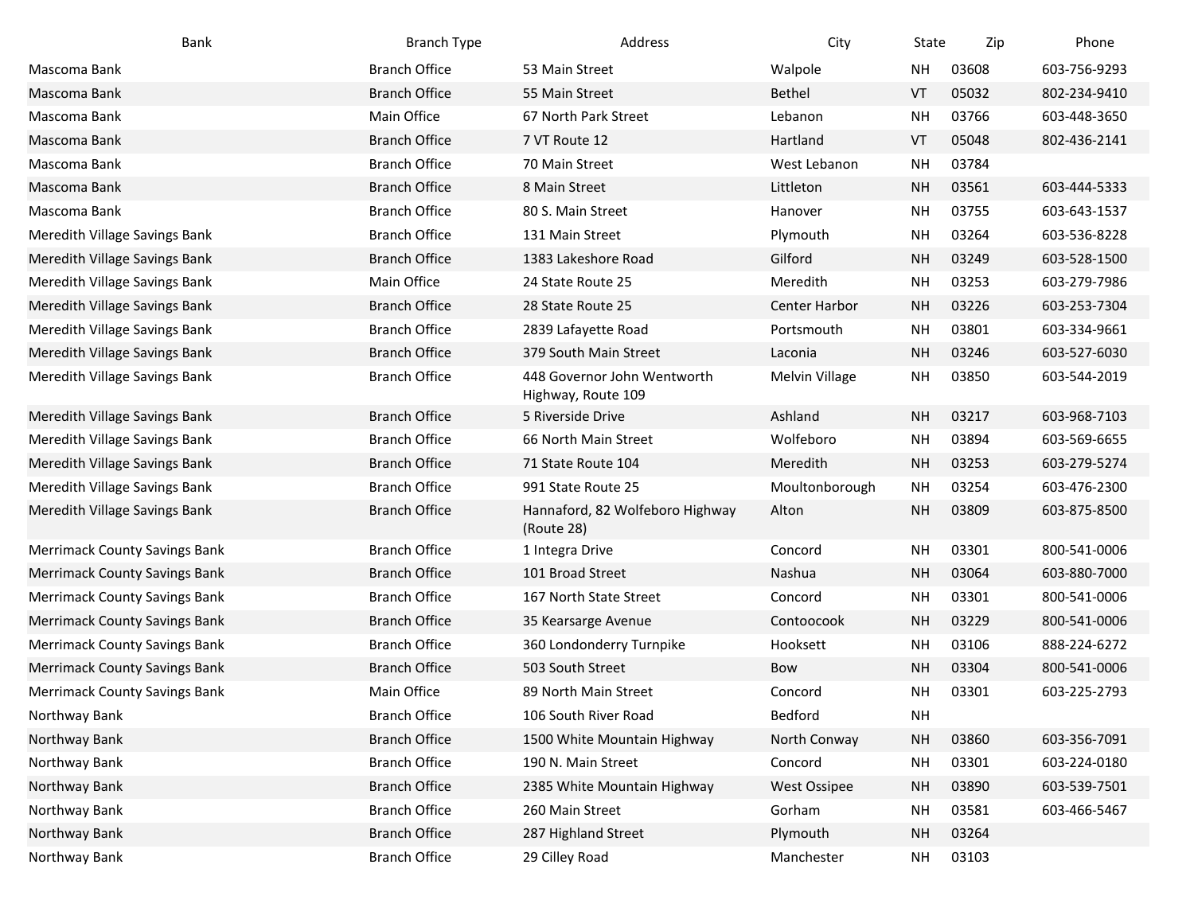| Bank | Branch Type | Address | City | State | Zip | Phone |
|---|---|---|---|---|---|---|
| Mascoma Bank | Branch Office | 53 Main Street | Walpole | NH | 03608 | 603-756-9293 |
| Mascoma Bank | Branch Office | 55 Main Street | Bethel | VT | 05032 | 802-234-9410 |
| Mascoma Bank | Main Office | 67 North Park Street | Lebanon | NH | 03766 | 603-448-3650 |
| Mascoma Bank | Branch Office | 7 VT Route 12 | Hartland | VT | 05048 | 802-436-2141 |
| Mascoma Bank | Branch Office | 70 Main Street | West Lebanon | NH | 03784 | |
| Mascoma Bank | Branch Office | 8 Main Street | Littleton | NH | 03561 | 603-444-5333 |
| Mascoma Bank | Branch Office | 80 S. Main Street | Hanover | NH | 03755 | 603-643-1537 |
| Meredith Village Savings Bank | Branch Office | 131 Main Street | Plymouth | NH | 03264 | 603-536-8228 |
| Meredith Village Savings Bank | Branch Office | 1383 Lakeshore Road | Gilford | NH | 03249 | 603-528-1500 |
| Meredith Village Savings Bank | Main Office | 24 State Route 25 | Meredith | NH | 03253 | 603-279-7986 |
| Meredith Village Savings Bank | Branch Office | 28 State Route 25 | Center Harbor | NH | 03226 | 603-253-7304 |
| Meredith Village Savings Bank | Branch Office | 2839 Lafayette Road | Portsmouth | NH | 03801 | 603-334-9661 |
| Meredith Village Savings Bank | Branch Office | 379 South Main Street | Laconia | NH | 03246 | 603-527-6030 |
| Meredith Village Savings Bank | Branch Office | 448 Governor John Wentworth Highway, Route 109 | Melvin Village | NH | 03850 | 603-544-2019 |
| Meredith Village Savings Bank | Branch Office | 5 Riverside Drive | Ashland | NH | 03217 | 603-968-7103 |
| Meredith Village Savings Bank | Branch Office | 66 North Main Street | Wolfeboro | NH | 03894 | 603-569-6655 |
| Meredith Village Savings Bank | Branch Office | 71 State Route 104 | Meredith | NH | 03253 | 603-279-5274 |
| Meredith Village Savings Bank | Branch Office | 991 State Route 25 | Moultonborough | NH | 03254 | 603-476-2300 |
| Meredith Village Savings Bank | Branch Office | Hannaford, 82 Wolfeboro Highway (Route 28) | Alton | NH | 03809 | 603-875-8500 |
| Merrimack County Savings Bank | Branch Office | 1 Integra Drive | Concord | NH | 03301 | 800-541-0006 |
| Merrimack County Savings Bank | Branch Office | 101 Broad Street | Nashua | NH | 03064 | 603-880-7000 |
| Merrimack County Savings Bank | Branch Office | 167 North State Street | Concord | NH | 03301 | 800-541-0006 |
| Merrimack County Savings Bank | Branch Office | 35 Kearsarge Avenue | Contoocook | NH | 03229 | 800-541-0006 |
| Merrimack County Savings Bank | Branch Office | 360 Londonderry Turnpike | Hooksett | NH | 03106 | 888-224-6272 |
| Merrimack County Savings Bank | Branch Office | 503 South Street | Bow | NH | 03304 | 800-541-0006 |
| Merrimack County Savings Bank | Main Office | 89 North Main Street | Concord | NH | 03301 | 603-225-2793 |
| Northway Bank | Branch Office | 106 South River Road | Bedford | NH | | |
| Northway Bank | Branch Office | 1500 White Mountain Highway | North Conway | NH | 03860 | 603-356-7091 |
| Northway Bank | Branch Office | 190 N. Main Street | Concord | NH | 03301 | 603-224-0180 |
| Northway Bank | Branch Office | 2385 White Mountain Highway | West Ossipee | NH | 03890 | 603-539-7501 |
| Northway Bank | Branch Office | 260 Main Street | Gorham | NH | 03581 | 603-466-5467 |
| Northway Bank | Branch Office | 287 Highland Street | Plymouth | NH | 03264 | |
| Northway Bank | Branch Office | 29 Cilley Road | Manchester | NH | 03103 | |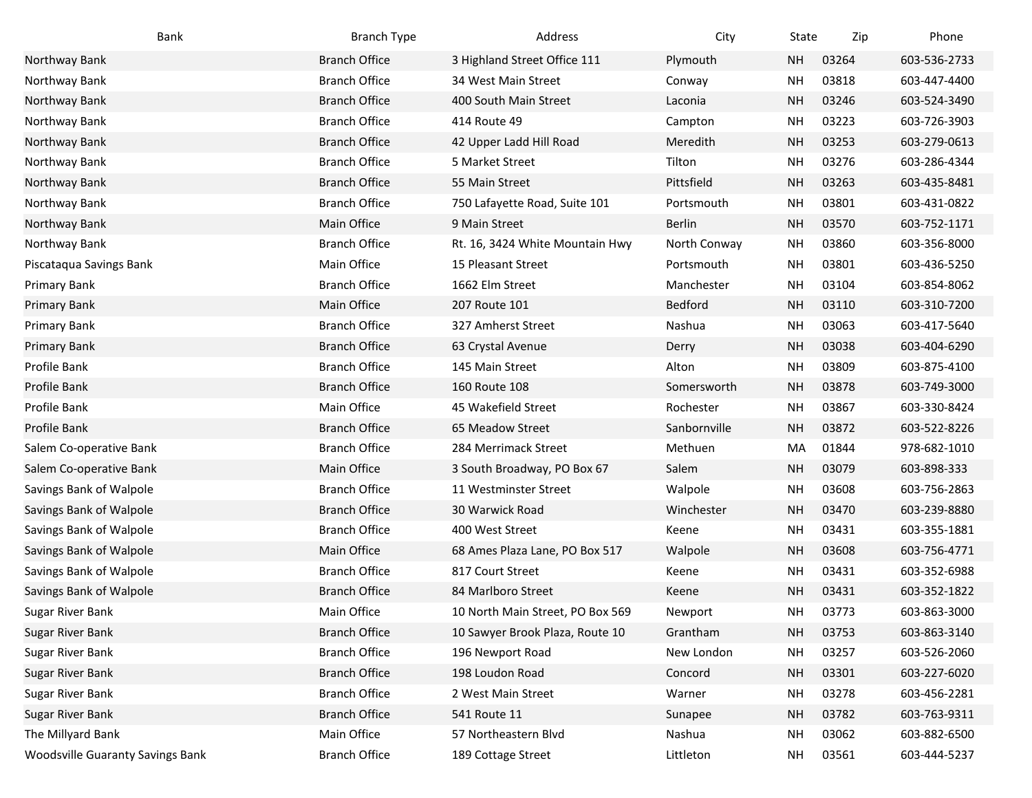| Bank | Branch Type | Address | City | State | Zip | Phone |
|---|---|---|---|---|---|---|
| Northway Bank | Branch Office | 3 Highland Street Office 111 | Plymouth | NH | 03264 | 603-536-2733 |
| Northway Bank | Branch Office | 34 West Main Street | Conway | NH | 03818 | 603-447-4400 |
| Northway Bank | Branch Office | 400 South Main Street | Laconia | NH | 03246 | 603-524-3490 |
| Northway Bank | Branch Office | 414 Route 49 | Campton | NH | 03223 | 603-726-3903 |
| Northway Bank | Branch Office | 42 Upper Ladd Hill Road | Meredith | NH | 03253 | 603-279-0613 |
| Northway Bank | Branch Office | 5 Market Street | Tilton | NH | 03276 | 603-286-4344 |
| Northway Bank | Branch Office | 55 Main Street | Pittsfield | NH | 03263 | 603-435-8481 |
| Northway Bank | Branch Office | 750 Lafayette Road, Suite 101 | Portsmouth | NH | 03801 | 603-431-0822 |
| Northway Bank | Main Office | 9 Main Street | Berlin | NH | 03570 | 603-752-1171 |
| Northway Bank | Branch Office | Rt. 16, 3424 White Mountain Hwy | North Conway | NH | 03860 | 603-356-8000 |
| Piscataqua Savings Bank | Main Office | 15 Pleasant Street | Portsmouth | NH | 03801 | 603-436-5250 |
| Primary Bank | Branch Office | 1662 Elm Street | Manchester | NH | 03104 | 603-854-8062 |
| Primary Bank | Main Office | 207 Route 101 | Bedford | NH | 03110 | 603-310-7200 |
| Primary Bank | Branch Office | 327 Amherst Street | Nashua | NH | 03063 | 603-417-5640 |
| Primary Bank | Branch Office | 63 Crystal Avenue | Derry | NH | 03038 | 603-404-6290 |
| Profile Bank | Branch Office | 145 Main Street | Alton | NH | 03809 | 603-875-4100 |
| Profile Bank | Branch Office | 160 Route 108 | Somersworth | NH | 03878 | 603-749-3000 |
| Profile Bank | Main Office | 45 Wakefield Street | Rochester | NH | 03867 | 603-330-8424 |
| Profile Bank | Branch Office | 65 Meadow Street | Sanbornville | NH | 03872 | 603-522-8226 |
| Salem Co-operative Bank | Branch Office | 284 Merrimack Street | Methuen | MA | 01844 | 978-682-1010 |
| Salem Co-operative Bank | Main Office | 3 South Broadway, PO Box 67 | Salem | NH | 03079 | 603-898-333 |
| Savings Bank of Walpole | Branch Office | 11 Westminster Street | Walpole | NH | 03608 | 603-756-2863 |
| Savings Bank of Walpole | Branch Office | 30 Warwick Road | Winchester | NH | 03470 | 603-239-8880 |
| Savings Bank of Walpole | Branch Office | 400 West Street | Keene | NH | 03431 | 603-355-1881 |
| Savings Bank of Walpole | Main Office | 68 Ames Plaza Lane, PO Box 517 | Walpole | NH | 03608 | 603-756-4771 |
| Savings Bank of Walpole | Branch Office | 817 Court Street | Keene | NH | 03431 | 603-352-6988 |
| Savings Bank of Walpole | Branch Office | 84 Marlboro Street | Keene | NH | 03431 | 603-352-1822 |
| Sugar River Bank | Main Office | 10 North Main Street, PO Box 569 | Newport | NH | 03773 | 603-863-3000 |
| Sugar River Bank | Branch Office | 10 Sawyer Brook Plaza, Route 10 | Grantham | NH | 03753 | 603-863-3140 |
| Sugar River Bank | Branch Office | 196 Newport Road | New London | NH | 03257 | 603-526-2060 |
| Sugar River Bank | Branch Office | 198 Loudon Road | Concord | NH | 03301 | 603-227-6020 |
| Sugar River Bank | Branch Office | 2 West Main Street | Warner | NH | 03278 | 603-456-2281 |
| Sugar River Bank | Branch Office | 541 Route 11 | Sunapee | NH | 03782 | 603-763-9311 |
| The Millyard Bank | Main Office | 57 Northeastern Blvd | Nashua | NH | 03062 | 603-882-6500 |
| Woodsville Guaranty Savings Bank | Branch Office | 189 Cottage Street | Littleton | NH | 03561 | 603-444-5237 |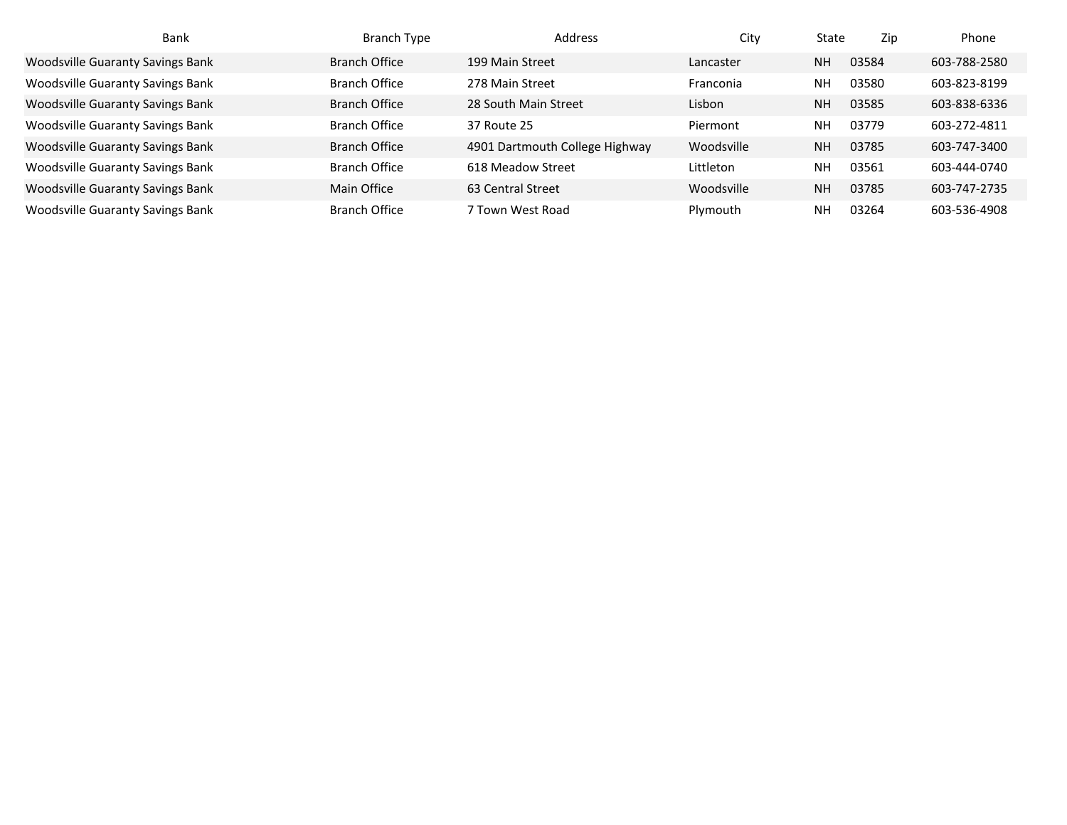| Bank | Branch Type | Address | City | State | Zip | Phone |
|---|---|---|---|---|---|---|
| Woodsville Guaranty Savings Bank | Branch Office | 199 Main Street | Lancaster | NH | 03584 | 603-788-2580 |
| Woodsville Guaranty Savings Bank | Branch Office | 278 Main Street | Franconia | NH | 03580 | 603-823-8199 |
| Woodsville Guaranty Savings Bank | Branch Office | 28 South Main Street | Lisbon | NH | 03585 | 603-838-6336 |
| Woodsville Guaranty Savings Bank | Branch Office | 37 Route 25 | Piermont | NH | 03779 | 603-272-4811 |
| Woodsville Guaranty Savings Bank | Branch Office | 4901 Dartmouth College Highway | Woodsville | NH | 03785 | 603-747-3400 |
| Woodsville Guaranty Savings Bank | Branch Office | 618 Meadow Street | Littleton | NH | 03561 | 603-444-0740 |
| Woodsville Guaranty Savings Bank | Main Office | 63 Central Street | Woodsville | NH | 03785 | 603-747-2735 |
| Woodsville Guaranty Savings Bank | Branch Office | 7 Town West Road | Plymouth | NH | 03264 | 603-536-4908 |